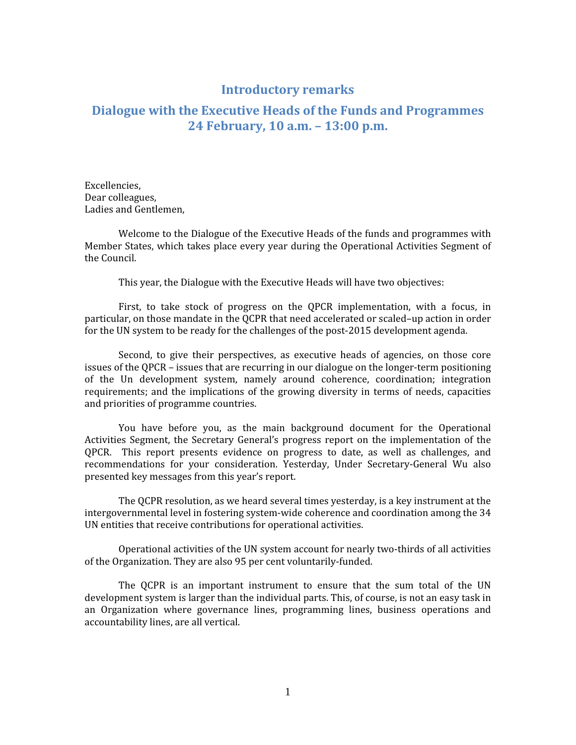# Introductory remarks

## Dialogue with the Executive Heads of the Funds and Programmes
## 24 February, 10 a.m. – 13:00 p.m.

Excellencies,
Dear colleagues,
Ladies and Gentlemen,

Welcome to the Dialogue of the Executive Heads of the funds and programmes with Member States, which takes place every year during the Operational Activities Segment of the Council.

This year, the Dialogue with the Executive Heads will have two objectives:

First, to take stock of progress on the QPCR implementation, with a focus, in particular, on those mandate in the QCPR that need accelerated or scaled–up action in order for the UN system to be ready for the challenges of the post-2015 development agenda.

Second, to give their perspectives, as executive heads of agencies, on those core issues of the QPCR – issues that are recurring in our dialogue on the longer-term positioning of the Un development system, namely around coherence, coordination; integration requirements; and the implications of the growing diversity in terms of needs, capacities and priorities of programme countries.

You have before you, as the main background document for the Operational Activities Segment, the Secretary General's progress report on the implementation of the QPCR. This report presents evidence on progress to date, as well as challenges, and recommendations for your consideration. Yesterday, Under Secretary-General Wu also presented key messages from this year's report.

The QCPR resolution, as we heard several times yesterday, is a key instrument at the intergovernmental level in fostering system-wide coherence and coordination among the 34 UN entities that receive contributions for operational activities.

Operational activities of the UN system account for nearly two-thirds of all activities of the Organization. They are also 95 per cent voluntarily-funded.

The QCPR is an important instrument to ensure that the sum total of the UN development system is larger than the individual parts. This, of course, is not an easy task in an Organization where governance lines, programming lines, business operations and accountability lines, are all vertical.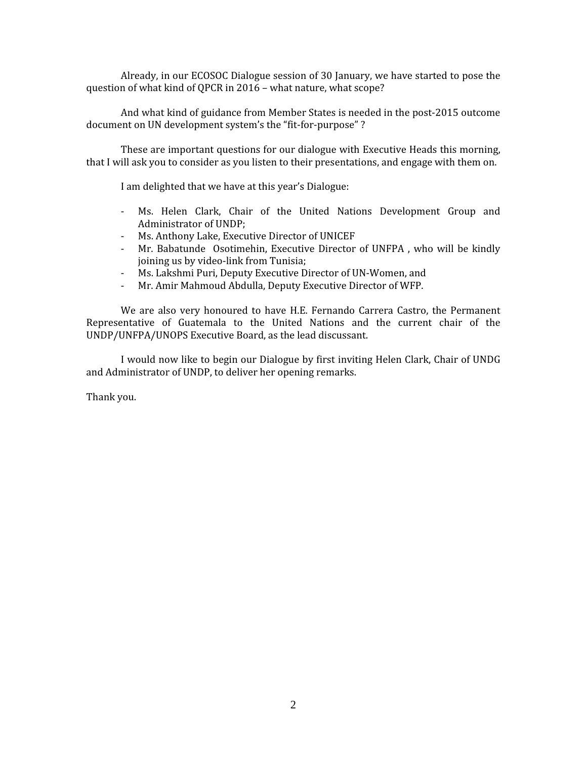Already, in our ECOSOC Dialogue session of 30 January, we have started to pose the question of what kind of QPCR in 2016 – what nature, what scope?

And what kind of guidance from Member States is needed in the post-2015 outcome document on UN development system's the "fit-for-purpose" ?

These are important questions for our dialogue with Executive Heads this morning, that I will ask you to consider as you listen to their presentations, and engage with them on.

I am delighted that we have at this year's Dialogue:

- Ms. Helen Clark, Chair of the United Nations Development Group and Administrator of UNDP;
- Ms. Anthony Lake, Executive Director of UNICEF
- Mr. Babatunde Osotimehin, Executive Director of UNFPA , who will be kindly joining us by video-link from Tunisia;
- Ms. Lakshmi Puri, Deputy Executive Director of UN-Women, and
- Mr. Amir Mahmoud Abdulla, Deputy Executive Director of WFP.

We are also very honoured to have H.E. Fernando Carrera Castro, the Permanent Representative of Guatemala to the United Nations and the current chair of the UNDP/UNFPA/UNOPS Executive Board, as the lead discussant.

I would now like to begin our Dialogue by first inviting Helen Clark, Chair of UNDG and Administrator of UNDP, to deliver her opening remarks.

Thank you.